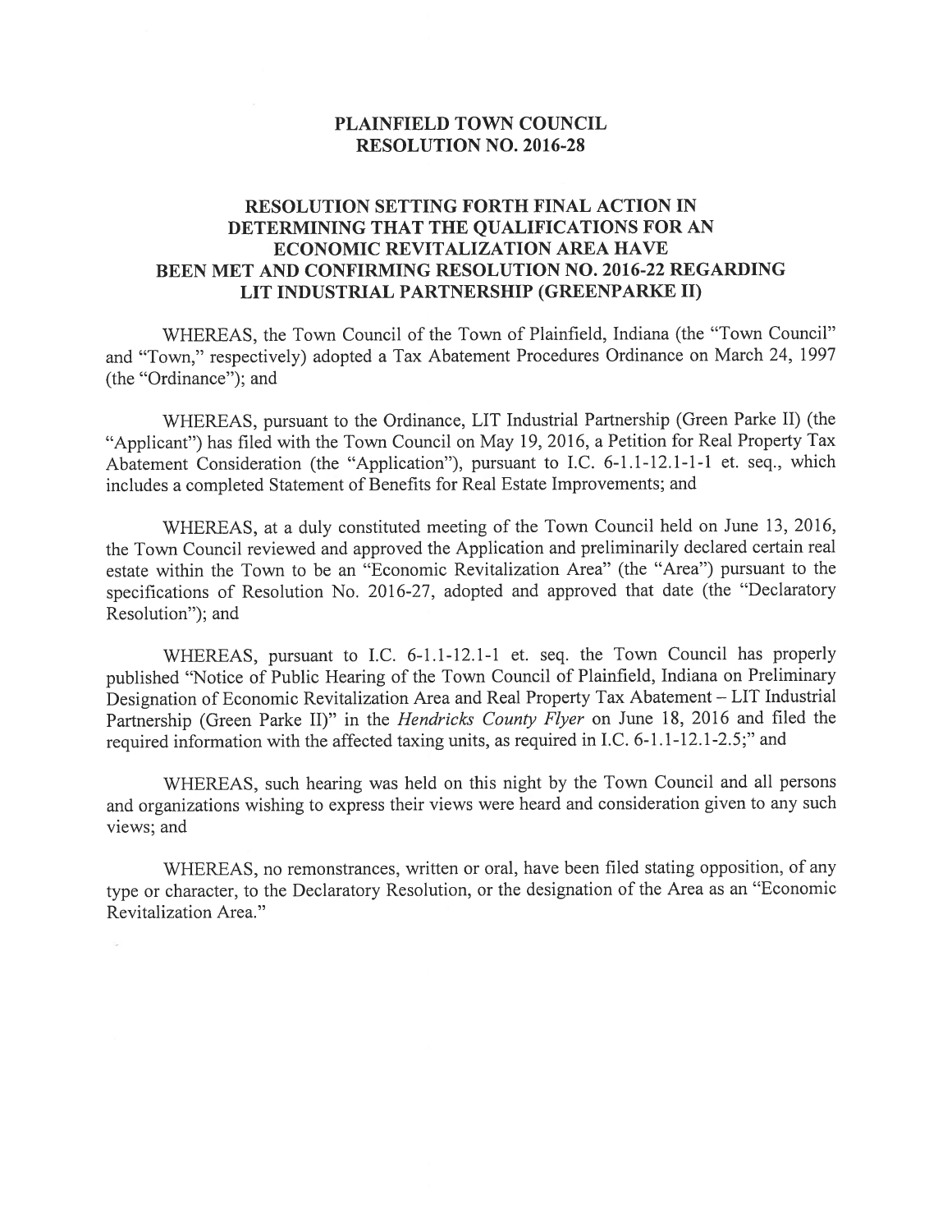# PLAINFIELD TOWN COUNCIL
# RESOLUTION NO. 2016-28

## RESOLUTION SETTING FORTH FINAL ACTION IN DETERMINING THAT THE QUALIFICATIONS FOR AN ECONOMIC REVITALIZATION AREA HAVE BEEN MET AND CONFIRMING RESOLUTION NO. 2016-22 REGARDING LIT INDUSTRIAL PARTNERSHIP (GREENPARKE II)

WHEREAS, the Town Council of the Town of Plainfield, Indiana (the "Town Council" and "Town," respectively) adopted a Tax Abatement Procedures Ordinance on March 24, 1997 (the "Ordinance"); and

WHEREAS, pursuant to the Ordinance, LIT Industrial Partnership (Green Parke II) (the "Applicant") has filed with the Town Council on May 19, 2016, a Petition for Real Property Tax Abatement Consideration (the "Application"), pursuant to I.C. 6-1.1-12.1-1-1 et. seq., which includes a completed Statement of Benefits for Real Estate Improvements; and

WHEREAS, at a duly constituted meeting of the Town Council held on June 13, 2016, the Town Council reviewed and approved the Application and preliminarily declared certain real estate within the Town to be an "Economic Revitalization Area" (the "Area") pursuant to the specifications of Resolution No. 2016-27, adopted and approved that date (the "Declaratory Resolution"); and

WHEREAS, pursuant to I.C. 6-1.1-12.1-1 et. seq. the Town Council has properly published "Notice of Public Hearing of the Town Council of Plainfield, Indiana on Preliminary Designation of Economic Revitalization Area and Real Property Tax Abatement – LIT Industrial Partnership (Green Parke II)" in the *Hendricks County Flyer* on June 18, 2016 and filed the required information with the affected taxing units, as required in I.C. 6-1.1-12.1-2.5;" and

WHEREAS, such hearing was held on this night by the Town Council and all persons and organizations wishing to express their views were heard and consideration given to any such views; and

WHEREAS, no remonstrances, written or oral, have been filed stating opposition, of any type or character, to the Declaratory Resolution, or the designation of the Area as an "Economic Revitalization Area."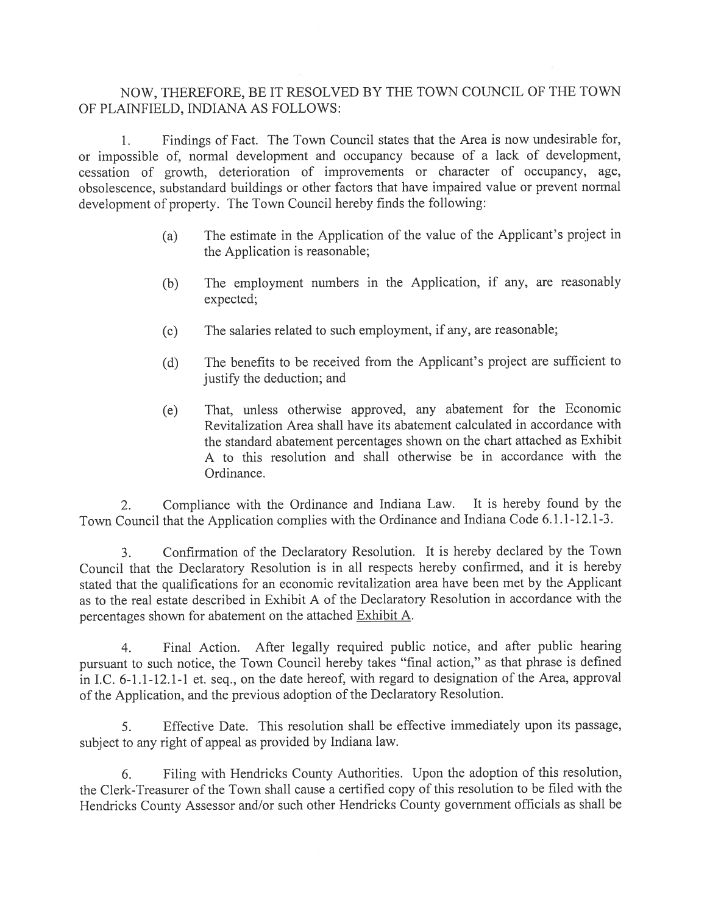NOW, THEREFORE, BE IT RESOLVED BY THE TOWN COUNCIL OF THE TOWN OF PLAINFIELD, INDIANA AS FOLLOWS:

1. Findings of Fact. The Town Council states that the Area is now undesirable for, or impossible of, normal development and occupancy because of a lack of development, cessation of growth, deterioration of improvements or character of occupancy, age, obsolescence, substandard buildings or other factors that have impaired value or prevent normal development of property. The Town Council hereby finds the following:

   (a) The estimate in the Application of the value of the Applicant's project in the Application is reasonable;

   (b) The employment numbers in the Application, if any, are reasonably expected;

   (c) The salaries related to such employment, if any, are reasonable;

   (d) The benefits to be received from the Applicant's project are sufficient to justify the deduction; and

   (e) That, unless otherwise approved, any abatement for the Economic Revitalization Area shall have its abatement calculated in accordance with the standard abatement percentages shown on the chart attached as Exhibit A to this resolution and shall otherwise be in accordance with the Ordinance.

2. Compliance with the Ordinance and Indiana Law. It is hereby found by the Town Council that the Application complies with the Ordinance and Indiana Code 6.1.1-12.1-3.

3. Confirmation of the Declaratory Resolution. It is hereby declared by the Town Council that the Declaratory Resolution is in all respects hereby confirmed, and it is hereby stated that the qualifications for an economic revitalization area have been met by the Applicant as to the real estate described in Exhibit A of the Declaratory Resolution in accordance with the percentages shown for abatement on the attached Exhibit A.

4. Final Action. After legally required public notice, and after public hearing pursuant to such notice, the Town Council hereby takes "final action," as that phrase is defined in I.C. 6-1.1-12.1-1 et. seq., on the date hereof, with regard to designation of the Area, approval of the Application, and the previous adoption of the Declaratory Resolution.

5. Effective Date. This resolution shall be effective immediately upon its passage, subject to any right of appeal as provided by Indiana law.

6. Filing with Hendricks County Authorities. Upon the adoption of this resolution, the Clerk-Treasurer of the Town shall cause a certified copy of this resolution to be filed with the Hendricks County Assessor and/or such other Hendricks County government officials as shall be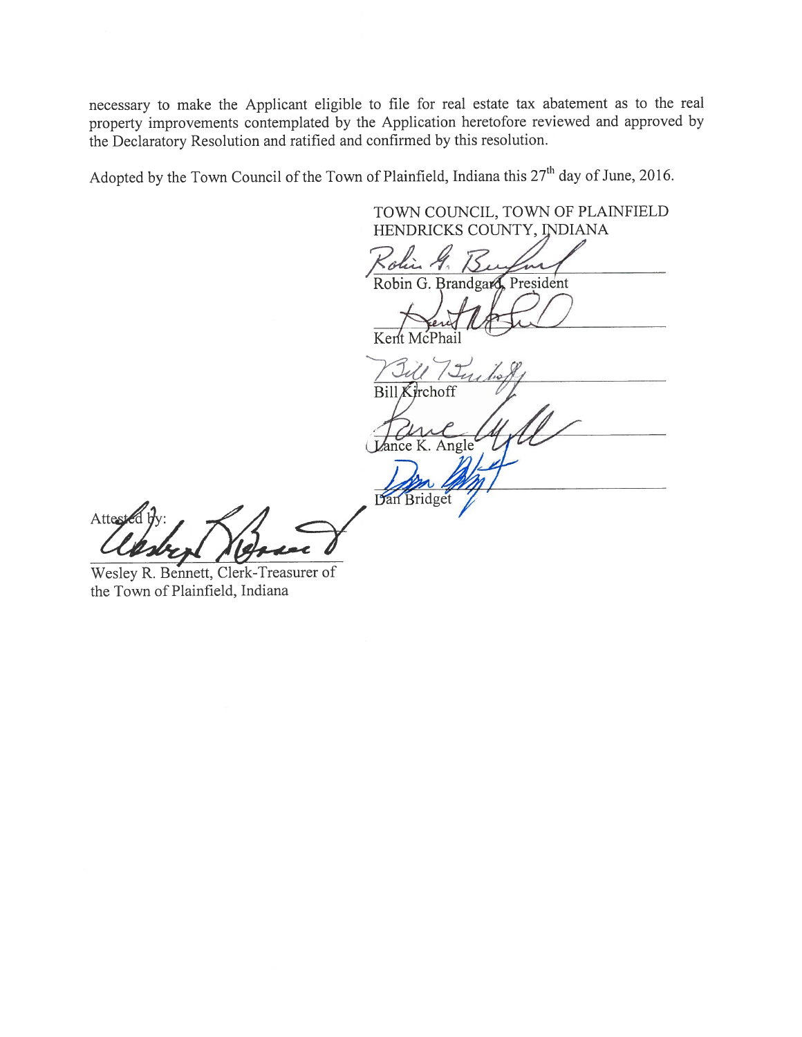necessary to make the Applicant eligible to file for real estate tax abatement as to the real property improvements contemplated by the Application heretofore reviewed and approved by the Declaratory Resolution and ratified and confirmed by this resolution.

Adopted by the Town Council of the Town of Plainfield, Indiana this 27th day of June, 2016.

TOWN COUNCIL, TOWN OF PLAINFIELD
HENDRICKS COUNTY, INDIANA

Robin G. Brandgard, President

Kent McPhail

Bill Kirchoff

Lance K. Angle

Dan Bridget

Attested by:

Wesley R. Bennett, Clerk-Treasurer of the Town of Plainfield, Indiana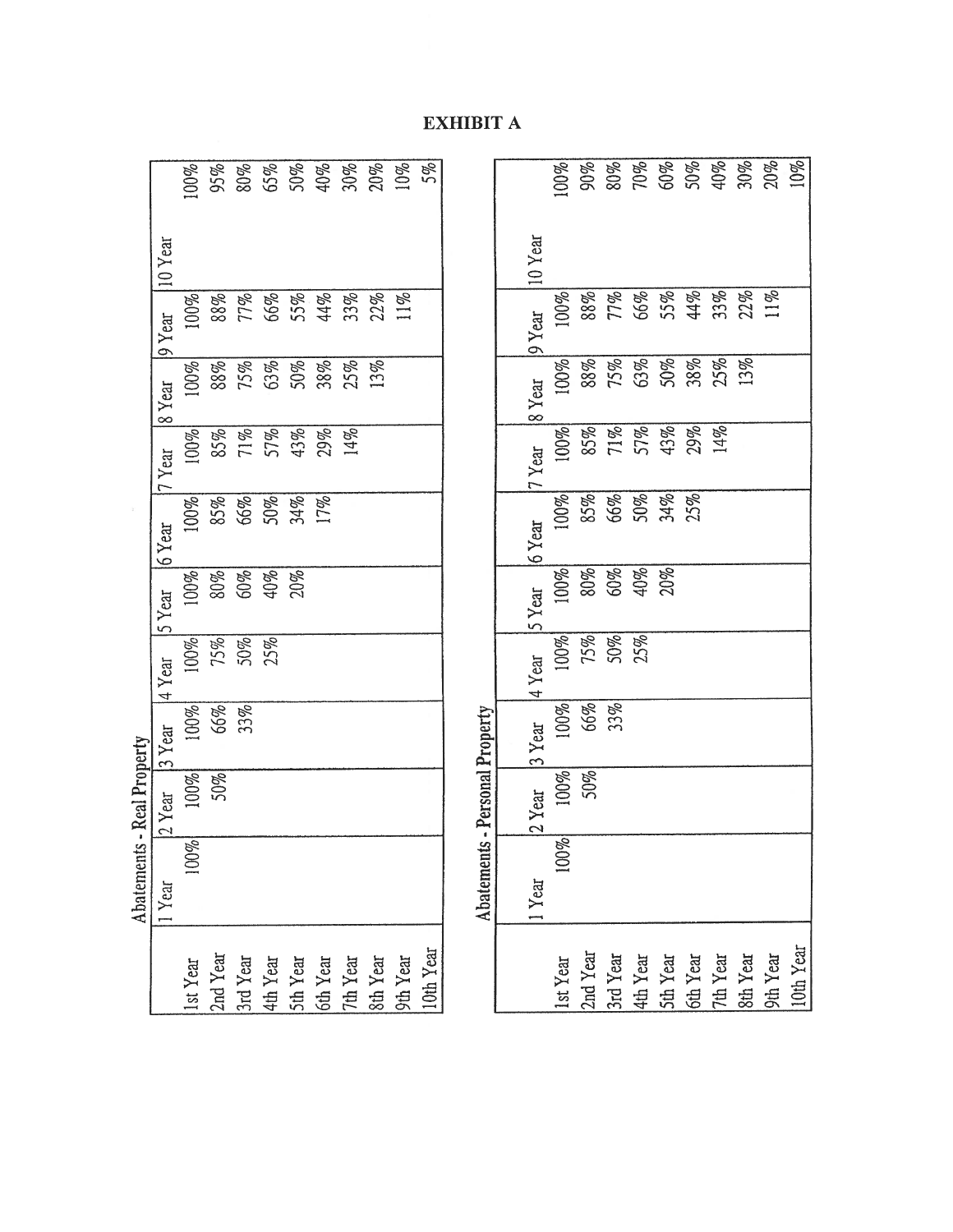# EXHIBIT A

**Abatements - Real Property**

| | 1 Year | 2 Year | 3 Year | 4 Year | 5 Year | 6 Year | 7 Year | 8 Year | 9 Year | 10 Year |
|---|---|---|---|---|---|---|---|---|---|---|
| 1st Year | 100% | 100% | 100% | 100% | 100% | 100% | 100% | 100% | 100% | 100% |
| 2nd Year | | 50% | 66% | 75% | 80% | 85% | 85% | 88% | 88% | 95% |
| 3rd Year | | | 33% | 50% | 60% | 66% | 71% | 75% | 77% | 80% |
| 4th Year | | | | 25% | 40% | 50% | 57% | 63% | 66% | 65% |
| 5th Year | | | | | 20% | 34% | 43% | 50% | 55% | 50% |
| 6th Year | | | | | | 17% | 29% | 38% | 44% | 40% |
| 7th Year | | | | | | | 14% | 25% | 33% | 30% |
| 8th Year | | | | | | | | 13% | 22% | 20% |
| 9th Year | | | | | | | | | 11% | 10% |
| 10th Year | | | | | | | | | | 5% |

**Abatements - Personal Property**

| | 1 Year | 2 Year | 3 Year | 4 Year | 5 Year | 6 Year | 7 Year | 8 Year | 9 Year | 10 Year |
|---|---|---|---|---|---|---|---|---|---|---|
| 1st Year | 100% | 100% | 100% | 100% | 100% | 100% | 100% | 100% | 100% | 100% |
| 2nd Year | | 50% | 66% | 75% | 80% | 85% | 85% | 88% | 88% | 90% |
| 3rd Year | | | 33% | 50% | 60% | 66% | 71% | 75% | 77% | 80% |
| 4th Year | | | | 25% | 40% | 50% | 57% | 63% | 66% | 70% |
| 5th Year | | | | | 20% | 34% | 43% | 50% | 55% | 60% |
| 6th Year | | | | | | 25% | 29% | 38% | 44% | 50% |
| 7th Year | | | | | | | 14% | 25% | 33% | 40% |
| 8th Year | | | | | | | | 13% | 22% | 30% |
| 9th Year | | | | | | | | | 11% | 20% |
| 10th Year | | | | | | | | | | 10% |